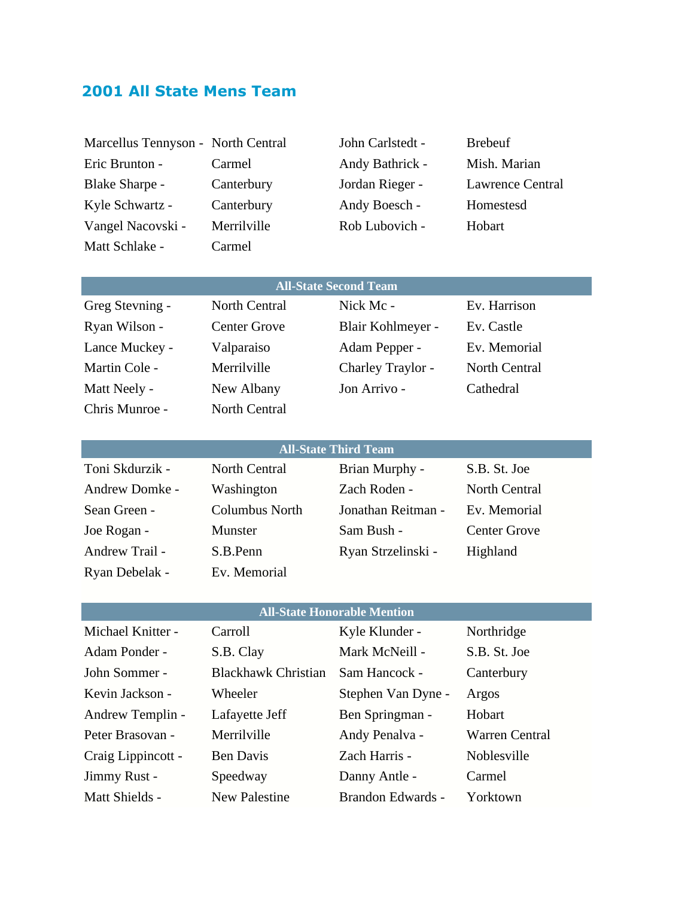## 2001 All State Mens Team

| | | | |
|---|---|---|---|
| Marcellus Tennyson - | North Central | John Carlstedt - | Brebeuf |
| Eric Brunton - | Carmel | Andy Bathrick - | Mish. Marian |
| Blake Sharpe - | Canterbury | Jordan Rieger - | Lawrence Central |
| Kyle Schwartz - | Canterbury | Andy Boesch - | Homestesd |
| Vangel Nacovski - | Merrilville | Rob Lubovich - | Hobart |
| Matt Schlake - | Carmel | | |

| All-State Second Team | | | |
|---|---|---|---|
| Greg Stevning - | North Central | Nick Mc - | Ev. Harrison |
| Ryan Wilson - | Center Grove | Blair Kohlmeyer - | Ev. Castle |
| Lance Muckey - | Valparaiso | Adam Pepper - | Ev. Memorial |
| Martin Cole - | Merrilville | Charley Traylor - | North Central |
| Matt Neely - | New Albany | Jon Arrivo - | Cathedral |
| Chris Munroe - | North Central | | |

| All-State Third Team | | | |
|---|---|---|---|
| Toni Skdurzik - | North Central | Brian Murphy - | S.B. St. Joe |
| Andrew Domke - | Washington | Zach Roden - | North Central |
| Sean Green - | Columbus North | Jonathan Reitman - | Ev. Memorial |
| Joe Rogan - | Munster | Sam Bush - | Center Grove |
| Andrew Trail - | S.B.Penn | Ryan Strzelinski - | Highland |
| Ryan Debelak - | Ev. Memorial | | |

| All-State Honorable Mention | | | |
|---|---|---|---|
| Michael Knitter - | Carroll | Kyle Klunder - | Northridge |
| Adam Ponder - | S.B. Clay | Mark McNeill - | S.B. St. Joe |
| John Sommer - | Blackhawk Christian | Sam Hancock - | Canterbury |
| Kevin Jackson - | Wheeler | Stephen Van Dyne - | Argos |
| Andrew Templin - | Lafayette Jeff | Ben Springman - | Hobart |
| Peter Brasovan - | Merrilville | Andy Penalva - | Warren Central |
| Craig Lippincott - | Ben Davis | Zach Harris - | Noblesville |
| Jimmy Rust - | Speedway | Danny Antle - | Carmel |
| Matt Shields - | New Palestine | Brandon Edwards - | Yorktown |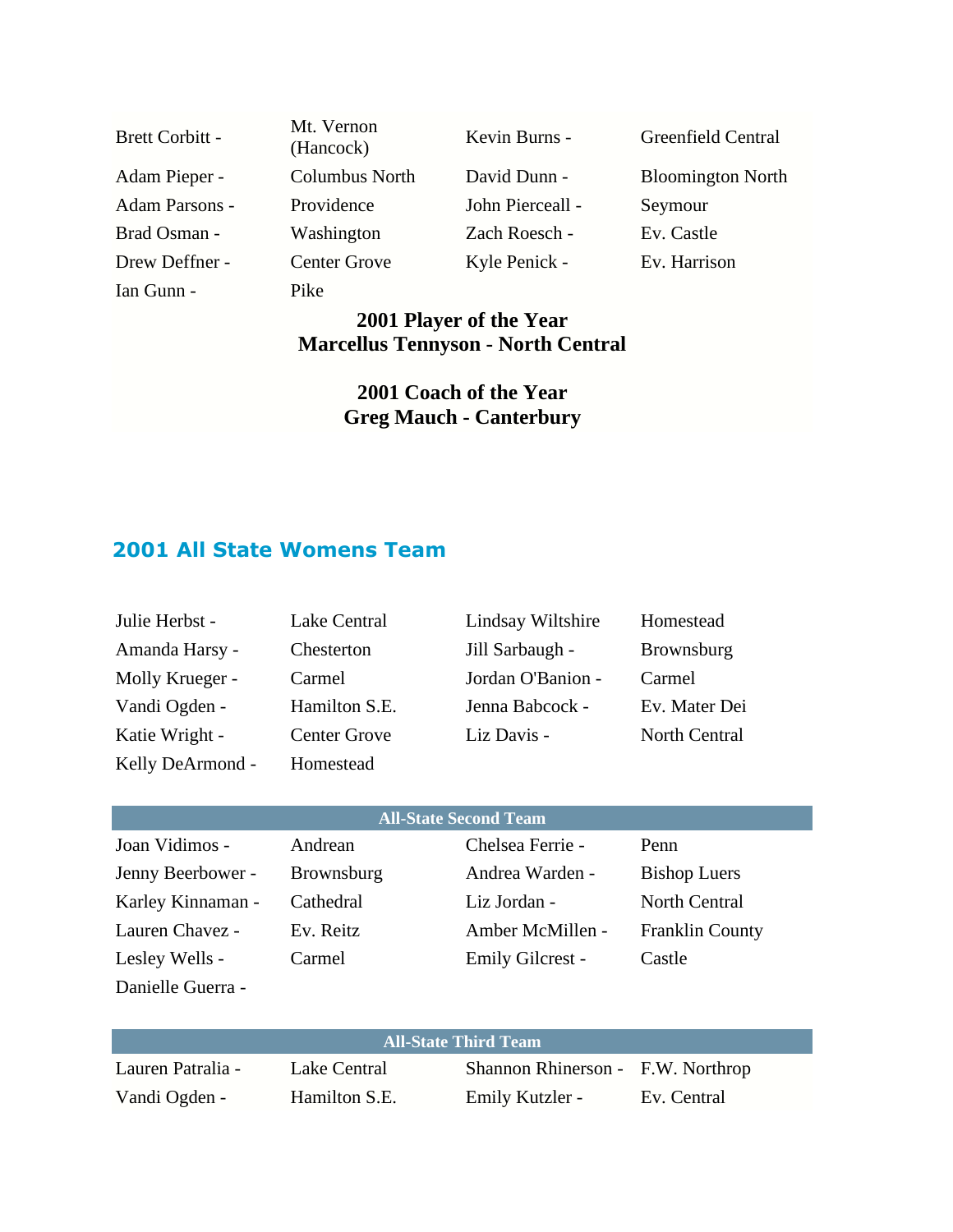| | | | |
|---|---|---|---|
| Brett Corbitt - | Mt. Vernon (Hancock) | Kevin Burns - | Greenfield Central |
| Adam Pieper - | Columbus North | David Dunn - | Bloomington North |
| Adam Parsons - | Providence | John Pierceall - | Seymour |
| Brad Osman - | Washington | Zach Roesch - | Ev. Castle |
| Drew Deffner - | Center Grove | Kyle Penick - | Ev. Harrison |
| Ian Gunn - | Pike | | |

**2001 Player of the Year**
**Marcellus Tennyson - North Central**

**2001 Coach of the Year**
**Greg Mauch - Canterbury**

## 2001 All State Womens Team

| | | | |
|---|---|---|---|
| Julie Herbst - | Lake Central | Lindsay Wiltshire | Homestead |
| Amanda Harsy - | Chesterton | Jill Sarbaugh - | Brownsburg |
| Molly Krueger - | Carmel | Jordan O'Banion - | Carmel |
| Vandi Ogden - | Hamilton S.E. | Jenna Babcock - | Ev. Mater Dei |
| Katie Wright - | Center Grove | Liz Davis - | North Central |
| Kelly DeArmond - | Homestead | | |

| **All-State Second Team** | | | |
|---|---|---|---|
| Joan Vidimos - | Andrean | Chelsea Ferrie - | Penn |
| Jenny Beerbower - | Brownsburg | Andrea Warden - | Bishop Luers |
| Karley Kinnaman - | Cathedral | Liz Jordan - | North Central |
| Lauren Chavez - | Ev. Reitz | Amber McMillen - | Franklin County |
| Lesley Wells - | Carmel | Emily Gilcrest - | Castle |
| Danielle Guerra - | | | |

| **All-State Third Team** | | | |
|---|---|---|---|
| Lauren Patralia - | Lake Central | Shannon Rhinerson - | F.W. Northrop |
| Vandi Ogden - | Hamilton S.E. | Emily Kutzler - | Ev. Central |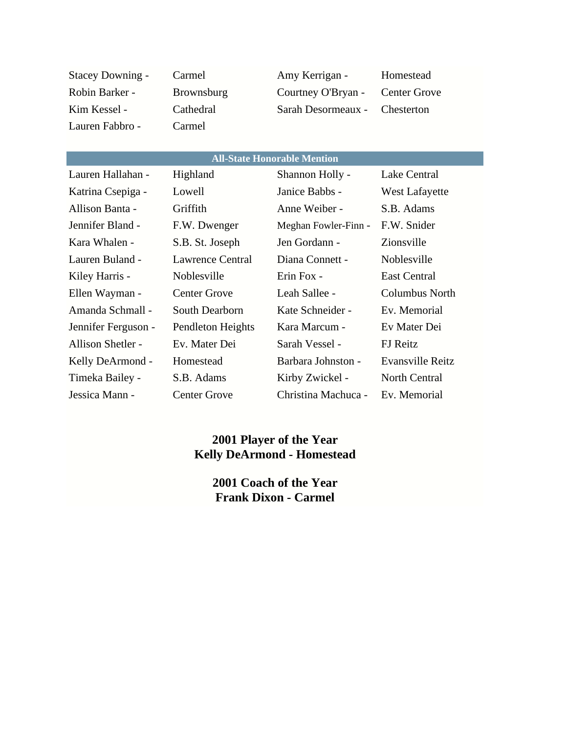| | | | |
|---|---|---|---|
| Stacey Downing - | Carmel | Amy Kerrigan - | Homestead |
| Robin Barker - | Brownsburg | Courtney O'Bryan - | Center Grove |
| Kim Kessel - | Cathedral | Sarah Desormeaux - | Chesterton |
| Lauren Fabbro - | Carmel | | |

## All-State Honorable Mention

| | | | |
|---|---|---|---|
| Lauren Hallahan - | Highland | Shannon Holly - | Lake Central |
| Katrina Csepiga - | Lowell | Janice Babbs - | West Lafayette |
| Allison Banta - | Griffith | Anne Weiber - | S.B. Adams |
| Jennifer Bland - | F.W. Dwenger | Meghan Fowler-Finn - | F.W. Snider |
| Kara Whalen - | S.B. St. Joseph | Jen Gordann - | Zionsville |
| Lauren Buland - | Lawrence Central | Diana Connett - | Noblesville |
| Kiley Harris - | Noblesville | Erin Fox - | East Central |
| Ellen Wayman - | Center Grove | Leah Sallee - | Columbus North |
| Amanda Schmall - | South Dearborn | Kate Schneider - | Ev. Memorial |
| Jennifer Ferguson - | Pendleton Heights | Kara Marcum - | Ev Mater Dei |
| Allison Shetler - | Ev. Mater Dei | Sarah Vessel - | FJ Reitz |
| Kelly DeArmond - | Homestead | Barbara Johnston - | Evansville Reitz |
| Timeka Bailey - | S.B. Adams | Kirby Zwickel - | North Central |
| Jessica Mann - | Center Grove | Christina Machuca - | Ev. Memorial |

**2001 Player of the Year**
**Kelly DeArmond - Homestead**

**2001 Coach of the Year**
**Frank Dixon - Carmel**